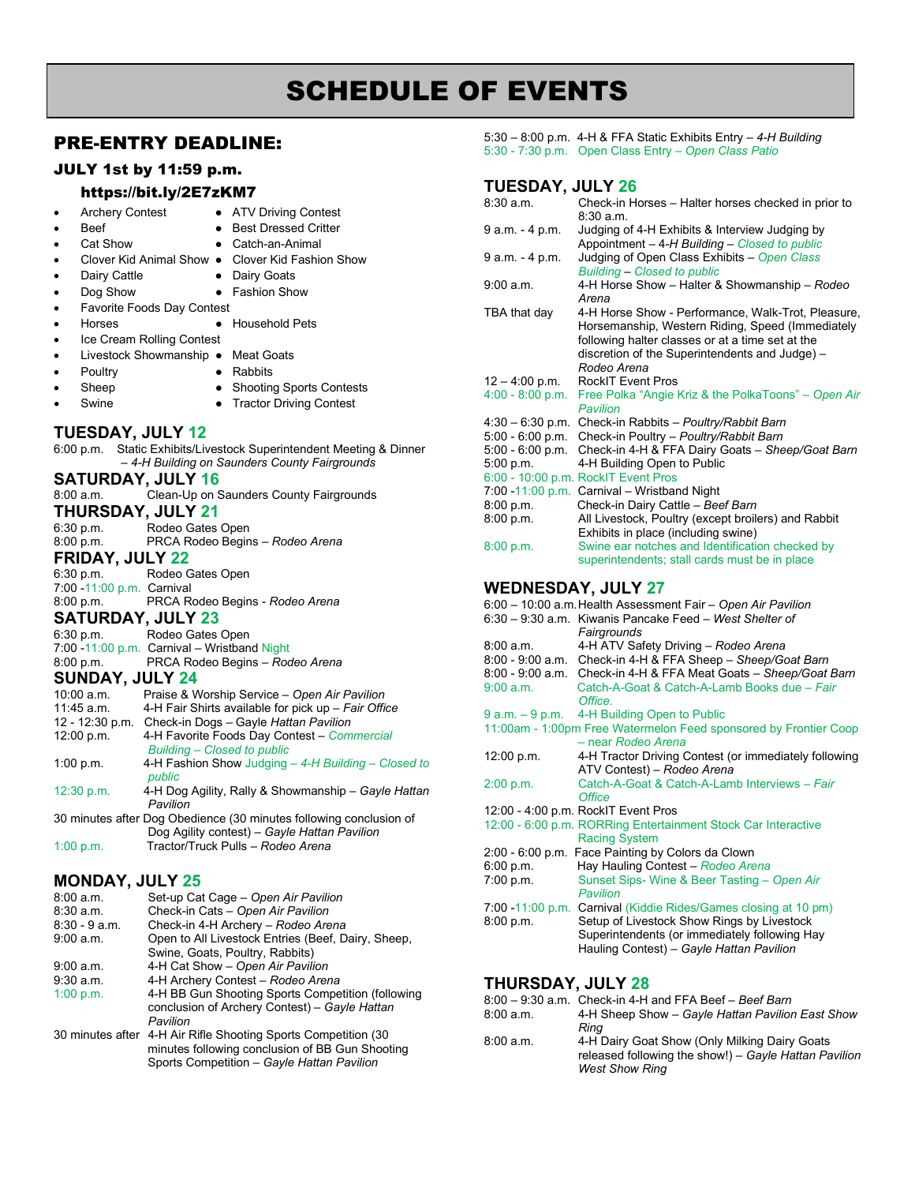# SCHEDULE OF EVENTS

## PRE-ENTRY DEADLINE:

### JULY 1st by 11:59 p.m.

#### https://bit.ly/2E7zKM7

- Archery Contest
- ATV Driving Contest
- Beef
- Best Dressed Critter
- Cat Show
- Catch-an-Animal
- Clover Kid Animal Show
- Clover Kid Fashion Show
- Dairy Cattle
- Dairy Goats
- Dog Show
- Fashion Show
- Favorite Foods Day Contest
- Horses
- Household Pets
- Ice Cream Rolling Contest
- Livestock Showmanship
- Meat Goats
- Poultry
- Rabbits
- Sheep
- Shooting Sports Contests
- Swine
- Tractor Driving Contest

## TUESDAY, JULY 12

6:00 p.m. Static Exhibits/Livestock Superintendent Meeting & Dinner – *4-H Building on Saunders County Fairgrounds*

## SATURDAY, JULY 16

8:00 a.m. Clean-Up on Saunders County Fairgrounds

## THURSDAY, JULY 21

6:30 p.m. Rodeo Gates Open
8:00 p.m. PRCA Rodeo Begins – *Rodeo Arena*

## FRIDAY, JULY 22

6:30 p.m. Rodeo Gates Open
7:00 -11:00 p.m. Carnival
8:00 p.m. PRCA Rodeo Begins - *Rodeo Arena*

## SATURDAY, JULY 23

6:30 p.m. Rodeo Gates Open
7:00 -11:00 p.m. Carnival – Wristband Night
8:00 p.m. PRCA Rodeo Begins – *Rodeo Arena*

## SUNDAY, JULY 24

10:00 a.m. Praise & Worship Service – *Open Air Pavilion*
11:45 a.m. 4-H Fair Shirts available for pick up – *Fair Office*
12 - 12:30 p.m. Check-in Dogs – *Gayle Hattan Pavilion*
12:00 p.m. 4-H Favorite Foods Day Contest – *Commercial Building – Closed to public*
1:00 p.m. 4-H Fashion Show Judging – *4-H Building – Closed to public*
12:30 p.m. 4-H Dog Agility, Rally & Showmanship – *Gayle Hattan Pavilion*
30 minutes after Dog Obedience (30 minutes following conclusion of Dog Agility contest) – *Gayle Hattan Pavilion*
1:00 p.m. Tractor/Truck Pulls – *Rodeo Arena*

## MONDAY, JULY 25

8:00 a.m. Set-up Cat Cage – *Open Air Pavilion*
8:30 a.m. Check-in Cats – *Open Air Pavilion*
8:30 - 9 a.m. Check-in 4-H Archery – *Rodeo Arena*
9:00 a.m. Open to All Livestock Entries (Beef, Dairy, Sheep, Swine, Goats, Poultry, Rabbits)
9:00 a.m. 4-H Cat Show – *Open Air Pavilion*
9:30 a.m. 4-H Archery Contest – *Rodeo Arena*
1:00 p.m. 4-H BB Gun Shooting Sports Competition (following conclusion of Archery Contest) – *Gayle Hattan Pavilion*
30 minutes after 4-H Air Rifle Shooting Sports Competition (30 minutes following conclusion of BB Gun Shooting Sports Competition – *Gayle Hattan Pavilion*
5:30 – 8:00 p.m. 4-H & FFA Static Exhibits Entry – *4-H Building*
5:30 - 7:30 p.m. Open Class Entry – *Open Class Patio*

## TUESDAY, JULY 26

8:30 a.m. Check-in Horses – Halter horses checked in prior to 8:30 a.m.
9 a.m. - 4 p.m. Judging of 4-H Exhibits & Interview Judging by Appointment – *4-H Building – Closed to public*
9 a.m. - 4 p.m. Judging of Open Class Exhibits – *Open Class Building – Closed to public*
9:00 a.m. 4-H Horse Show – Halter & Showmanship – *Rodeo Arena*
TBA that day 4-H Horse Show - Performance, Walk-Trot, Pleasure, Horsemanship, Western Riding, Speed (Immediately following halter classes or at a time set at the discretion of the Superintendents and Judge) – *Rodeo Arena*
12 – 4:00 p.m. RockIT Event Pros
4:00 - 8:00 p.m. Free Polka "Angie Kriz & the PolkaToons" – *Open Air Pavilion*
4:30 – 6:30 p.m. Check-in Rabbits – *Poultry/Rabbit Barn*
5:00 - 6:00 p.m. Check-in Poultry – *Poultry/Rabbit Barn*
5:00 - 6:00 p.m. Check-in 4-H & FFA Dairy Goats – *Sheep/Goat Barn*
5:00 p.m. 4-H Building Open to Public
6:00 - 10:00 p.m. RockIT Event Pros
7:00 -11:00 p.m. Carnival – Wristband Night
8:00 p.m. Check-in Dairy Cattle – *Beef Barn*
8:00 p.m. All Livestock, Poultry (except broilers) and Rabbit Exhibits in place (including swine)
8:00 p.m. Swine ear notches and Identification checked by superintendents; stall cards must be in place

## WEDNESDAY, JULY 27

6:00 – 10:00 a.m. Health Assessment Fair – *Open Air Pavilion*
6:30 – 9:30 a.m. Kiwanis Pancake Feed – *West Shelter of Fairgrounds*
8:00 a.m. 4-H ATV Safety Driving – *Rodeo Arena*
8:00 - 9:00 a.m. Check-in 4-H & FFA Sheep – *Sheep/Goat Barn*
8:00 - 9:00 a.m. Check-in 4-H & FFA Meat Goats – *Sheep/Goat Barn*
9:00 a.m. Catch-A-Goat & Catch-A-Lamb Books due – *Fair Office.*
9 a.m. – 9 p.m. 4-H Building Open to Public
11:00am - 1:00pm Free Watermelon Feed sponsored by Frontier Coop – *near Rodeo Arena*
12:00 p.m. 4-H Tractor Driving Contest (or immediately following ATV Contest) – *Rodeo Arena*
2:00 p.m. Catch-A-Goat & Catch-A-Lamb Interviews – *Fair Office*
12:00 - 4:00 p.m. RockIT Event Pros
12:00 - 6:00 p.m. RORRing Entertainment Stock Car Interactive Racing System
2:00 - 6:00 p.m. Face Painting by Colors da Clown
6:00 p.m. Hay Hauling Contest – *Rodeo Arena*
7:00 p.m. Sunset Sips- Wine & Beer Tasting – *Open Air Pavilion*
7:00 -11:00 p.m. Carnival (Kiddie Rides/Games closing at 10 pm)
8:00 p.m. Setup of Livestock Show Rings by Livestock Superintendents (or immediately following Hay Hauling Contest) – *Gayle Hattan Pavilion*

## THURSDAY, JULY 28

8:00 – 9:30 a.m. Check-in 4-H and FFA Beef – *Beef Barn*
8:00 a.m. 4-H Sheep Show – *Gayle Hattan Pavilion East Show Ring*
8:00 a.m. 4-H Dairy Goat Show (Only Milking Dairy Goats released following the show!) – *Gayle Hattan Pavilion West Show Ring*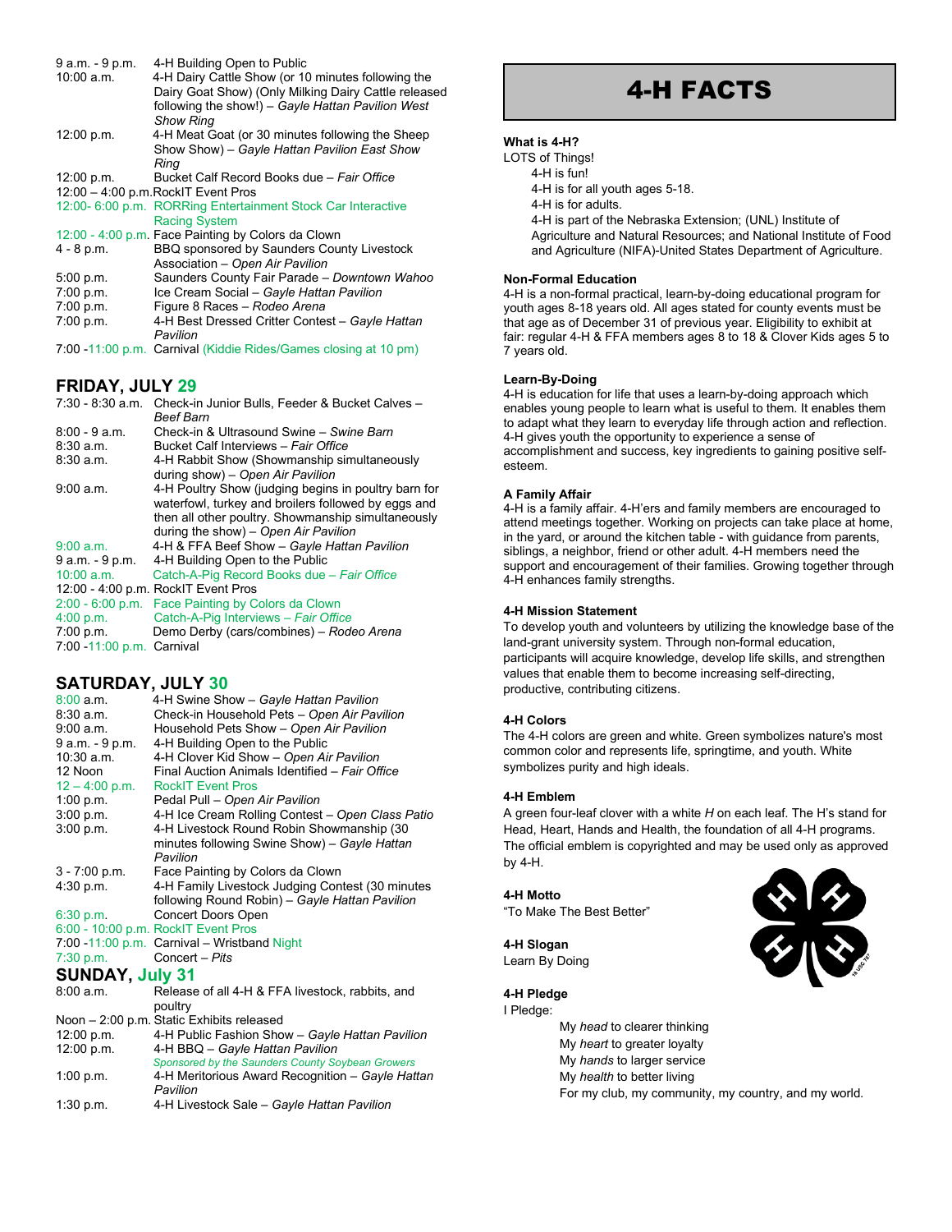| | |
|---|---|
| 9 a.m. - 9 p.m. | 4-H Building Open to Public |
| 10:00 a.m. | 4-H Dairy Cattle Show (or 10 minutes following the Dairy Goat Show) (Only Milking Dairy Cattle released following the show!) – *Gayle Hattan Pavilion West Show Ring* |
| 12:00 p.m. | 4-H Meat Goat (or 30 minutes following the Sheep Show Show) – *Gayle Hattan Pavilion East Show Ring* |
| 12:00 p.m. | Bucket Calf Record Books due – *Fair Office* |
| 12:00 – 4:00 p.m. | RockIT Event Pros |
| 12:00- 6:00 p.m. | RORRing Entertainment Stock Car Interactive Racing System |
| 12:00 - 4:00 p.m. | Face Painting by Colors da Clown |
| 4 - 8 p.m. | BBQ sponsored by Saunders County Livestock Association – *Open Air Pavilion* |
| 5:00 p.m. | Saunders County Fair Parade – *Downtown Wahoo* |
| 7:00 p.m. | Ice Cream Social – *Gayle Hattan Pavilion* |
| 7:00 p.m. | Figure 8 Races – *Rodeo Arena* |
| 7:00 p.m. | 4-H Best Dressed Critter Contest – *Gayle Hattan Pavilion* |
| 7:00 -11:00 p.m. | Carnival (Kiddie Rides/Games closing at 10 pm) |

## FRIDAY, JULY 29

| | |
|---|---|
| 7:30 - 8:30 a.m. | Check-in Junior Bulls, Feeder & Bucket Calves – *Beef Barn* |
| 8:00 - 9 a.m. | Check-in & Ultrasound Swine – *Swine Barn* |
| 8:30 a.m. | Bucket Calf Interviews – *Fair Office* |
| 8:30 a.m. | 4-H Rabbit Show (Showmanship simultaneously during show) – *Open Air Pavilion* |
| 9:00 a.m. | 4-H Poultry Show (judging begins in poultry barn for waterfowl, turkey and broilers followed by eggs and then all other poultry. Showmanship simultaneously during the show) – *Open Air Pavilion* |
| 9:00 a.m. | 4-H & FFA Beef Show – *Gayle Hattan Pavilion* |
| 9 a.m. - 9 p.m. | 4-H Building Open to the Public |
| 10:00 a.m. | Catch-A-Pig Record Books – *Fair Office* |
| 12:00 - 4:00 p.m. | RockIT Event Pros |
| 2:00 - 6:00 p.m. | Face Painting by Colors da Clown |
| 4:00 p.m. | Catch-A-Pig Interviews – *Fair Office* |
| 7:00 p.m. | Demo Derby (cars/combines) – *Rodeo Arena* |
| 7:00 -11:00 p.m. | Carnival |

## SATURDAY, JULY 30

| | |
|---|---|
| 8:00 a.m. | 4-H Swine Show – *Gayle Hattan Pavilion* |
| 8:30 a.m. | Check-in Household Pets – *Open Air Pavilion* |
| 9:00 a.m. | Household Pets Show – *Open Air Pavilion* |
| 9 a.m. - 9 p.m. | 4-H Building Open to the Public |
| 10:30 a.m. | 4-H Clover Kid Show – *Open Air Pavilion* |
| 12 Noon | Final Auction Animals Identified – *Fair Office* |
| 12 – 4:00 p.m. | RockIT Event Pros |
| 1:00 p.m. | Pedal Pull – *Open Air Pavilion* |
| 3:00 p.m. | 4-H Ice Cream Rolling Contest – *Open Class Patio* |
| 3:00 p.m. | 4-H Livestock Round Robin Showmanship (30 minutes following Swine Show) – *Gayle Hattan Pavilion* |
| 3 - 7:00 p.m. | Face Painting by Colors da Clown |
| 4:30 p.m. | 4-H Family Livestock Judging Contest (30 minutes following Round Robin) – *Gayle Hattan Pavilion* |
| 6:30 p.m. | Concert Doors Open |
| 6:00 - 10:00 p.m. | RockIT Event Pros |
| 7:00 -11:00 p.m. | Carnival – Wristband Night |
| 7:30 p.m. | Concert – *Pits* |

## SUNDAY, July 31

| | |
|---|---|
| 8:00 a.m. | Release of all 4-H & FFA livestock, rabbits, and poultry |
| Noon – 2:00 p.m. | Static Exhibits released |
| 12:00 p.m. | 4-H Public Fashion Show – *Gayle Hattan Pavilion* |
| 12:00 p.m. | 4-H BBQ – *Gayle Hattan Pavilion* *Sponsored by the Saunders County Soybean Growers* |
| 1:00 p.m. | 4-H Meritorious Award Recognition – *Gayle Hattan Pavilion* |
| 1:30 p.m. | 4-H Livestock Sale – *Gayle Hattan Pavilion* |

# 4-H FACTS

**What is 4-H?**

LOTS of Things!

- 4-H is fun!
- 4-H is for all youth ages 5-18.
- 4-H is for adults.
- 4-H is part of the Nebraska Extension; (UNL) Institute of Agriculture and Natural Resources; and National Institute of Food and Agriculture (NIFA)-United States Department of Agriculture.

**Non-Formal Education**

4-H is a non-formal practical, learn-by-doing educational program for youth ages 8-18 years old. All ages stated for county events must be that age as of December 31 of previous year. Eligibility to exhibit at fair: regular 4-H & FFA members ages 8 to 18 & Clover Kids ages 5 to 7 years old.

**Learn-By-Doing**

4-H is education for life that uses a learn-by-doing approach which enables young people to learn what is useful to them. It enables them to adapt what they learn to everyday life through action and reflection. 4-H gives youth the opportunity to experience a sense of accomplishment and success, key ingredients to gaining positive self-esteem.

**A Family Affair**

4-H is a family affair. 4-H'ers and family members are encouraged to attend meetings together. Working on projects can take place at home, in the yard, or around the kitchen table - with guidance from parents, siblings, a neighbor, friend or other adult. 4-H members need the support and encouragement of their families. Growing together through 4-H enhances family strengths.

**4-H Mission Statement**

To develop youth and volunteers by utilizing the knowledge base of the land-grant university system. Through non-formal education, participants will acquire knowledge, develop life skills, and strengthen values that enable them to become increasing self-directing, productive, contributing citizens.

**4-H Colors**

The 4-H colors are green and white. Green symbolizes nature's most common color and represents life, springtime, and youth. White symbolizes purity and high ideals.

**4-H Emblem**

A green four-leaf clover with a white *H* on each leaf. The H's stand for Head, Heart, Hands and Health, the foundation of all 4-H programs. The official emblem is copyrighted and may be used only as approved by 4-H.

**4-H Motto**

"To Make The Best Better"

**4-H Slogan**

Learn By Doing

**4-H Pledge**

I Pledge:

My *head* to clearer thinking
My *heart* to greater loyalty
My *hands* to larger service
My *health* to better living
For my club, my community, my country, and my world.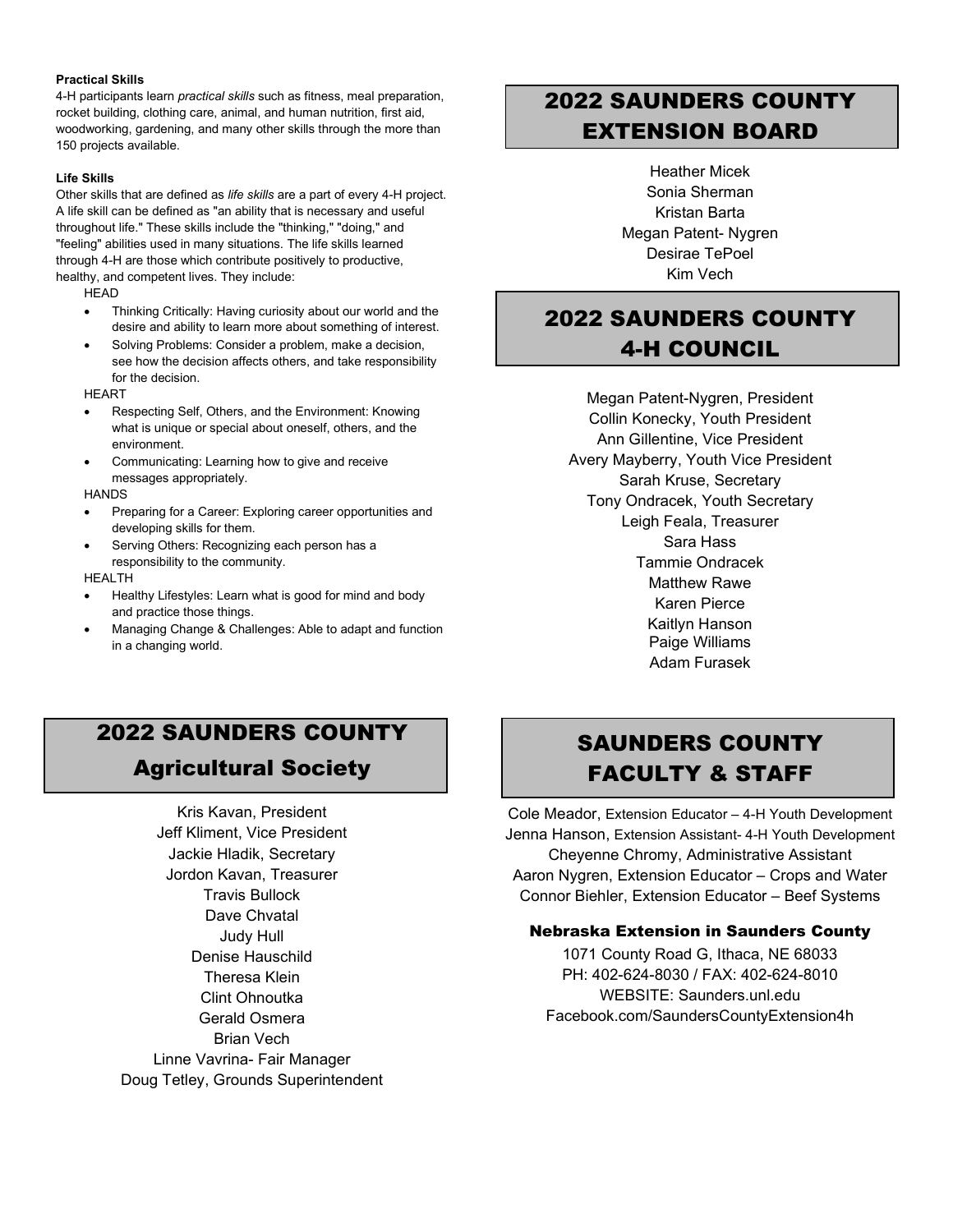**Practical Skills**

4-H participants learn *practical skills* such as fitness, meal preparation, rocket building, clothing care, animal, and human nutrition, first aid, woodworking, gardening, and many other skills through the more than 150 projects available.

**Life Skills**

Other skills that are defined as *life skills* are a part of every 4-H project. A life skill can be defined as "an ability that is necessary and useful throughout life." These skills include the "thinking," "doing," and "feeling" abilities used in many situations. The life skills learned through 4-H are those which contribute positively to productive, healthy, and competent lives. They include:

HEAD

- Thinking Critically: Having curiosity about our world and the desire and ability to learn more about something of interest.
- Solving Problems: Consider a problem, make a decision, see how the decision affects others, and take responsibility for the decision.

HEART

- Respecting Self, Others, and the Environment: Knowing what is unique or special about oneself, others, and the environment.
- Communicating: Learning how to give and receive messages appropriately.

HANDS

- Preparing for a Career: Exploring career opportunities and developing skills for them.
- Serving Others: Recognizing each person has a responsibility to the community.

HEALTH

- Healthy Lifestyles: Learn what is good for mind and body and practice those things.
- Managing Change & Challenges: Able to adapt and function in a changing world.

## 2022 SAUNDERS COUNTY EXTENSION BOARD

Heather Micek
Sonia Sherman
Kristan Barta
Megan Patent- Nygren
Desirae TePoel
Kim Vech

## 2022 SAUNDERS COUNTY 4-H COUNCIL

Megan Patent-Nygren, President
Collin Konecky, Youth President
Ann Gillentine, Vice President
Avery Mayberry, Youth Vice President
Sarah Kruse, Secretary
Tony Ondracek, Youth Secretary
Leigh Feala, Treasurer
Sara Hass
Tammie Ondracek
Matthew Rawe
Karen Pierce
Kaitlyn Hanson
Paige Williams
Adam Furasek

## 2022 SAUNDERS COUNTY Agricultural Society

Kris Kavan, President
Jeff Kliment, Vice President
Jackie Hladik, Secretary
Jordon Kavan, Treasurer
Travis Bullock
Dave Chvatal
Judy Hull
Denise Hauschild
Theresa Klein
Clint Ohnoutka
Gerald Osmera
Brian Vech
Linne Vavrina- Fair Manager
Doug Tetley, Grounds Superintendent

## SAUNDERS COUNTY FACULTY & STAFF

Cole Meador, Extension Educator – 4-H Youth Development
Jenna Hanson, Extension Assistant- 4-H Youth Development
Cheyenne Chromy, Administrative Assistant
Aaron Nygren, Extension Educator – Crops and Water
Connor Biehler, Extension Educator – Beef Systems

### Nebraska Extension in Saunders County

1071 County Road G, Ithaca, NE 68033
PH: 402-624-8030 / FAX: 402-624-8010
WEBSITE: Saunders.unl.edu
Facebook.com/SaundersCountyExtension4h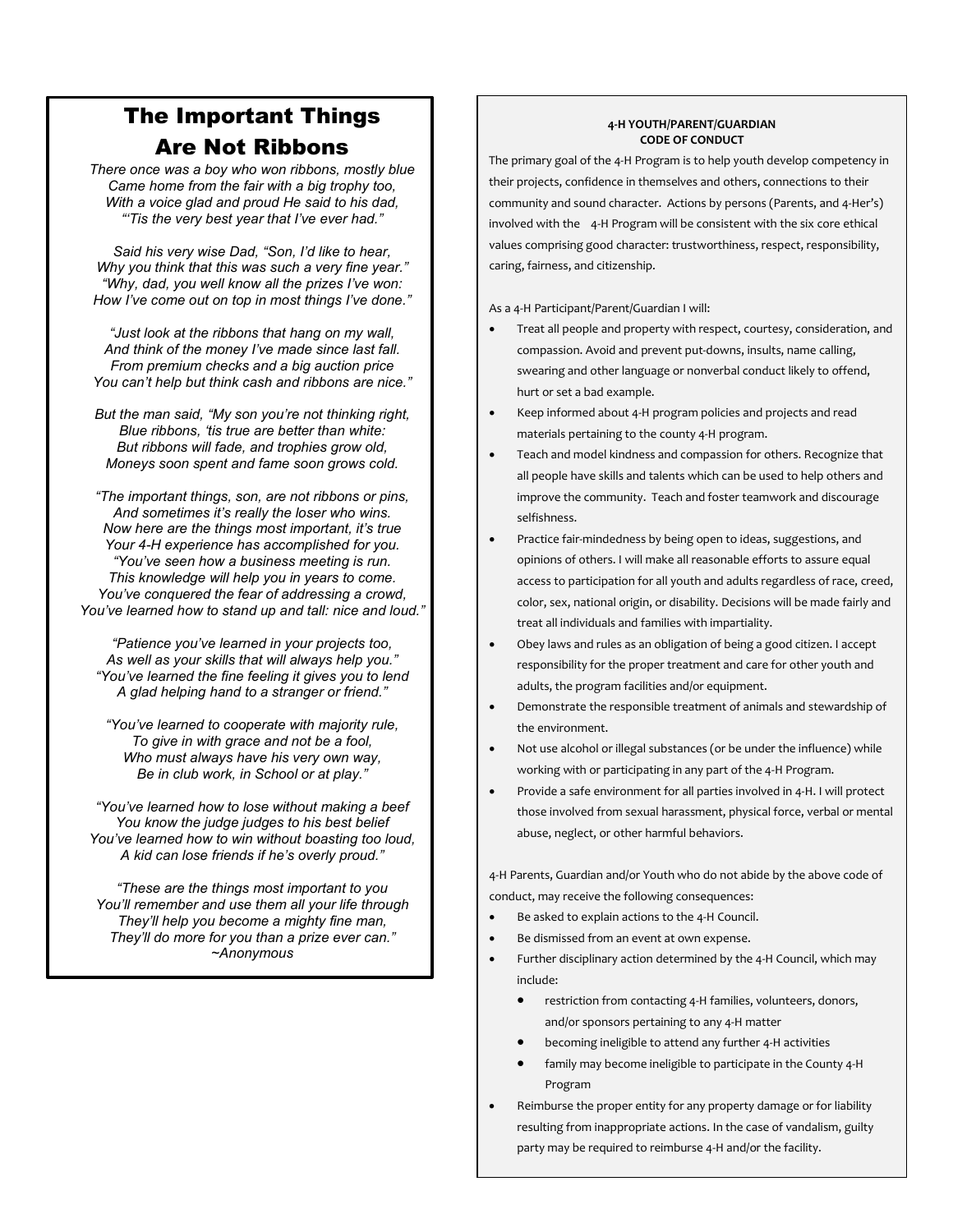# The Important Things Are Not Ribbons

*There once was a boy who won ribbons, mostly blue*
*Came home from the fair with a big trophy too,*
*With a voice glad and proud He said to his dad,*
*"'Tis the very best year that I've ever had."*

*Said his very wise Dad, "Son, I'd like to hear,*
*Why you think that this was such a very fine year."*
*"Why, dad, you well know all the prizes I've won:*
*How I've come out on top in most things I've done."*

*"Just look at the ribbons that hang on my wall,*
*And think of the money I've made since last fall.*
*From premium checks and a big auction price*
*You can't help but think cash and ribbons are nice."*

*But the man said, "My son you're not thinking right,*
*Blue ribbons, 'tis true are better than white:*
*But ribbons will fade, and trophies grow old,*
*Moneys soon spent and fame soon grows cold.*

*"The important things, son, are not ribbons or pins,*
*And sometimes it's really the loser who wins.*
*Now here are the things most important, it's true*
*Your 4-H experience has accomplished for you.*
*"You've seen how a business meeting is run.*
*This knowledge will help you in years to come.*
*You've conquered the fear of addressing a crowd,*
*You've learned how to stand up and tall: nice and loud."*

*"Patience you've learned in your projects too,*
*As well as your skills that will always help you."*
*"You've learned the fine feeling it gives you to lend*
*A glad helping hand to a stranger or friend."*

*"You've learned to cooperate with majority rule,*
*To give in with grace and not be a fool,*
*Who must always have his very own way,*
*Be in club work, in School or at play."*

*"You've learned how to lose without making a beef*
*You know the judge judges to his best belief*
*You've learned how to win without boasting too loud,*
*A kid can lose friends if he's overly proud."*

*"These are the things most important to you*
*You'll remember and use them all your life through*
*They'll help you become a mighty fine man,*
*They'll do more for you than a prize ever can."*
*~Anonymous*

## 4-H YOUTH/PARENT/GUARDIAN CODE OF CONDUCT

The primary goal of the 4-H Program is to help youth develop competency in their projects, confidence in themselves and others, connections to their community and sound character. Actions by persons (Parents, and 4-Her's) involved with the 4-H Program will be consistent with the six core ethical values comprising good character: trustworthiness, respect, responsibility, caring, fairness, and citizenship.

As a 4-H Participant/Parent/Guardian I will:

- Treat all people and property with respect, courtesy, consideration, and compassion. Avoid and prevent put-downs, insults, name calling, swearing and other language or nonverbal conduct likely to offend, hurt or set a bad example.
- Keep informed about 4-H program policies and projects and read materials pertaining to the county 4-H program.
- Teach and model kindness and compassion for others. Recognize that all people have skills and talents which can be used to help others and improve the community. Teach and foster teamwork and discourage selfishness.
- Practice fair-mindedness by being open to ideas, suggestions, and opinions of others. I will make all reasonable efforts to assure equal access to participation for all youth and adults regardless of race, creed, color, sex, national origin, or disability. Decisions will be made fairly and treat all individuals and families with impartiality.
- Obey laws and rules as an obligation of being a good citizen. I accept responsibility for the proper treatment and care for other youth and adults, the program facilities and/or equipment.
- Demonstrate the responsible treatment of animals and stewardship of the environment.
- Not use alcohol or illegal substances (or be under the influence) while working with or participating in any part of the 4-H Program.
- Provide a safe environment for all parties involved in 4-H. I will protect those involved from sexual harassment, physical force, verbal or mental abuse, neglect, or other harmful behaviors.

4-H Parents, Guardian and/or Youth who do not abide by the above code of conduct, may receive the following consequences:

- Be asked to explain actions to the 4-H Council.
- Be dismissed from an event at own expense.
- Further disciplinary action determined by the 4-H Council, which may include:
  - restriction from contacting 4-H families, volunteers, donors, and/or sponsors pertaining to any 4-H matter
  - becoming ineligible to attend any further 4-H activities
  - family may become ineligible to participate in the County 4-H Program
- Reimburse the proper entity for any property damage or for liability resulting from inappropriate actions. In the case of vandalism, guilty party may be required to reimburse 4-H and/or the facility.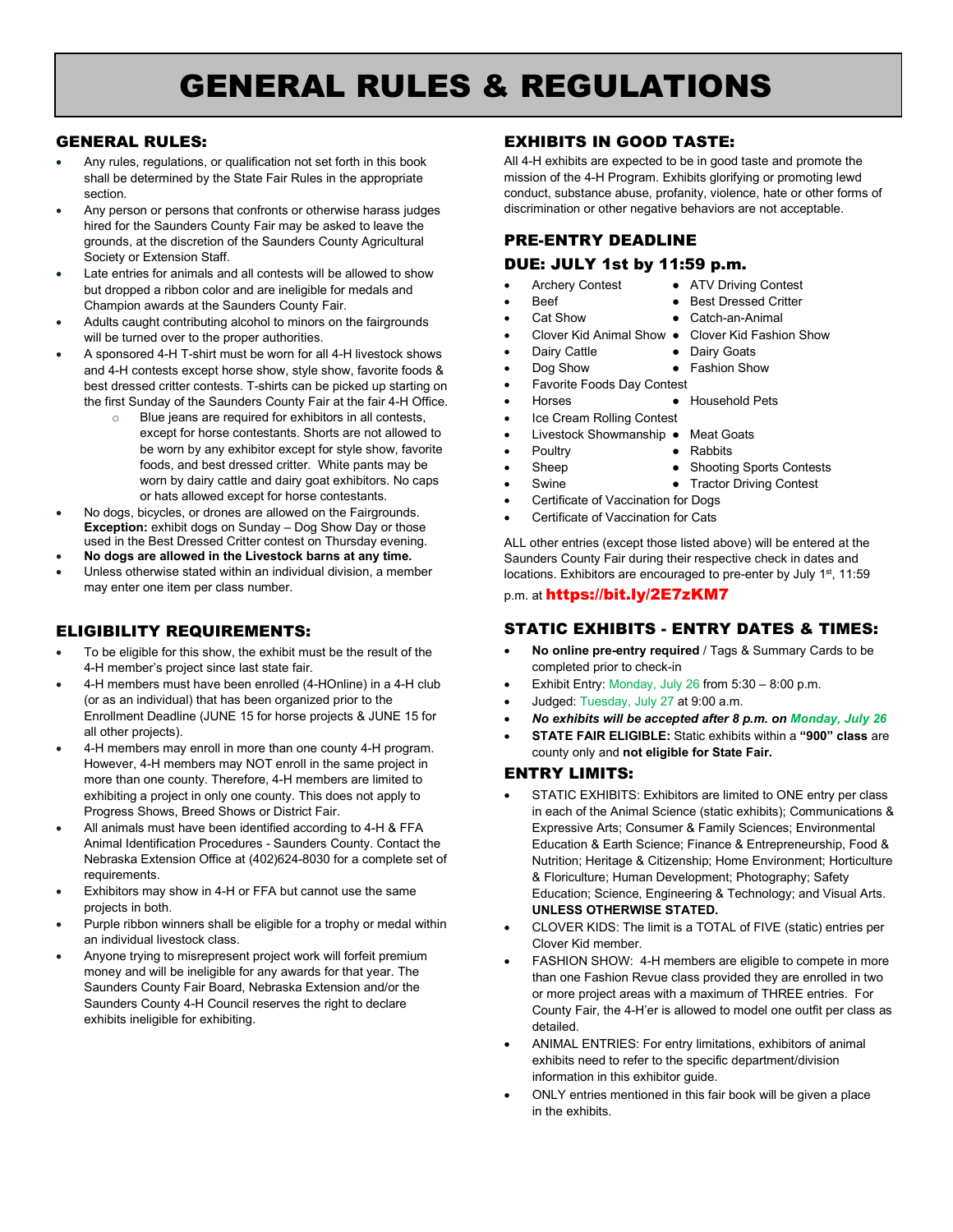# GENERAL RULES & REGULATIONS

## GENERAL RULES:

- Any rules, regulations, or qualification not set forth in this book shall be determined by the State Fair Rules in the appropriate section.
- Any person or persons that confronts or otherwise harass judges hired for the Saunders County Fair may be asked to leave the grounds, at the discretion of the Saunders County Agricultural Society or Extension Staff.
- Late entries for animals and all contests will be allowed to show but dropped a ribbon color and are ineligible for medals and Champion awards at the Saunders County Fair.
- Adults caught contributing alcohol to minors on the fairgrounds will be turned over to the proper authorities.
- A sponsored 4-H T-shirt must be worn for all 4-H livestock shows and 4-H contests except horse show, style show, favorite foods & best dressed critter contests. T-shirts can be picked up starting on the first Sunday of the Saunders County Fair at the fair 4-H Office.
  - Blue jeans are required for exhibitors in all contests, except for horse contestants. Shorts are not allowed to be worn by any exhibitor except for style show, favorite foods, and best dressed critter. White pants may be worn by dairy cattle and dairy goat exhibitors. No caps or hats allowed except for horse contestants.
- No dogs, bicycles, or drones are allowed on the Fairgrounds. **Exception:** exhibit dogs on Sunday – Dog Show Day or those used in the Best Dressed Critter contest on Thursday evening.
- **No dogs are allowed in the Livestock barns at any time.**
- Unless otherwise stated within an individual division, a member may enter one item per class number.

## ELIGIBILITY REQUIREMENTS:

- To be eligible for this show, the exhibit must be the result of the 4-H member's project since last state fair.
- 4-H members must have been enrolled (4-HOnline) in a 4-H club (or as an individual) that has been organized prior to the Enrollment Deadline (JUNE 15 for horse projects & JUNE 15 for all other projects).
- 4-H members may enroll in more than one county 4-H program. However, 4-H members may NOT enroll in the same project in more than one county. Therefore, 4-H members are limited to exhibiting a project in only one county. This does not apply to Progress Shows, Breed Shows or District Fair.
- All animals must have been identified according to 4-H & FFA Animal Identification Procedures - Saunders County. Contact the Nebraska Extension Office at (402)624-8030 for a complete set of requirements.
- Exhibitors may show in 4-H or FFA but cannot use the same projects in both.
- Purple ribbon winners shall be eligible for a trophy or medal within an individual livestock class.
- Anyone trying to misrepresent project work will forfeit premium money and will be ineligible for any awards for that year. The Saunders County Fair Board, Nebraska Extension and/or the Saunders County 4-H Council reserves the right to declare exhibits ineligible for exhibiting.

## EXHIBITS IN GOOD TASTE:

All 4-H exhibits are expected to be in good taste and promote the mission of the 4-H Program. Exhibits glorifying or promoting lewd conduct, substance abuse, profanity, violence, hate or other forms of discrimination or other negative behaviors are not acceptable.

## PRE-ENTRY DEADLINE

### DUE: JULY 1st by 11:59 p.m.

- Archery Contest
- ATV Driving Contest
- Beef
- Best Dressed Critter
- Cat Show
- Catch-an-Animal
- Clover Kid Animal Show
- Clover Kid Fashion Show
- Dairy Cattle
- Dairy Goats
- Dog Show
- Fashion Show
- Favorite Foods Day Contest
- Horses
- Household Pets
- Ice Cream Rolling Contest
- Livestock Showmanship
- Meat Goats
- Poultry
- Rabbits
- Sheep
- Shooting Sports Contests
- Swine
- Tractor Driving Contest
- Certificate of Vaccination for Dogs
- Certificate of Vaccination for Cats

ALL other entries (except those listed above) will be entered at the Saunders County Fair during their respective check in dates and locations. Exhibitors are encouraged to pre-enter by July 1st, 11:59 p.m. at **https://bit.ly/2E7zKM7**

## STATIC EXHIBITS - ENTRY DATES & TIMES:

- **No online pre-entry required** / Tags & Summary Cards to be completed prior to check-in
- Exhibit Entry: Monday, July 26 from 5:30 – 8:00 p.m.
- Judged: Tuesday, July 27 at 9:00 a.m.
- ***No exhibits will be accepted after 8 p.m. on Monday, July 26***
- **STATE FAIR ELIGIBLE:** Static exhibits within a **"900" class** are county only and **not eligible for State Fair.**

## ENTRY LIMITS:

- STATIC EXHIBITS: Exhibitors are limited to ONE entry per class in each of the Animal Science (static exhibits); Communications & Expressive Arts; Consumer & Family Sciences; Environmental Education & Earth Science; Finance & Entrepreneurship, Food & Nutrition; Heritage & Citizenship; Home Environment; Horticulture & Floriculture; Human Development; Photography; Safety Education; Science, Engineering & Technology; and Visual Arts. **UNLESS OTHERWISE STATED.**
- CLOVER KIDS: The limit is a TOTAL of FIVE (static) entries per Clover Kid member.
- FASHION SHOW: 4-H members are eligible to compete in more than one Fashion Revue class provided they are enrolled in two or more project areas with a maximum of THREE entries. For County Fair, the 4-H'er is allowed to model one outfit per class as detailed.
- ANIMAL ENTRIES: For entry limitations, exhibitors of animal exhibits need to refer to the specific department/division information in this exhibitor guide.
- ONLY entries mentioned in this fair book will be given a place in the exhibits.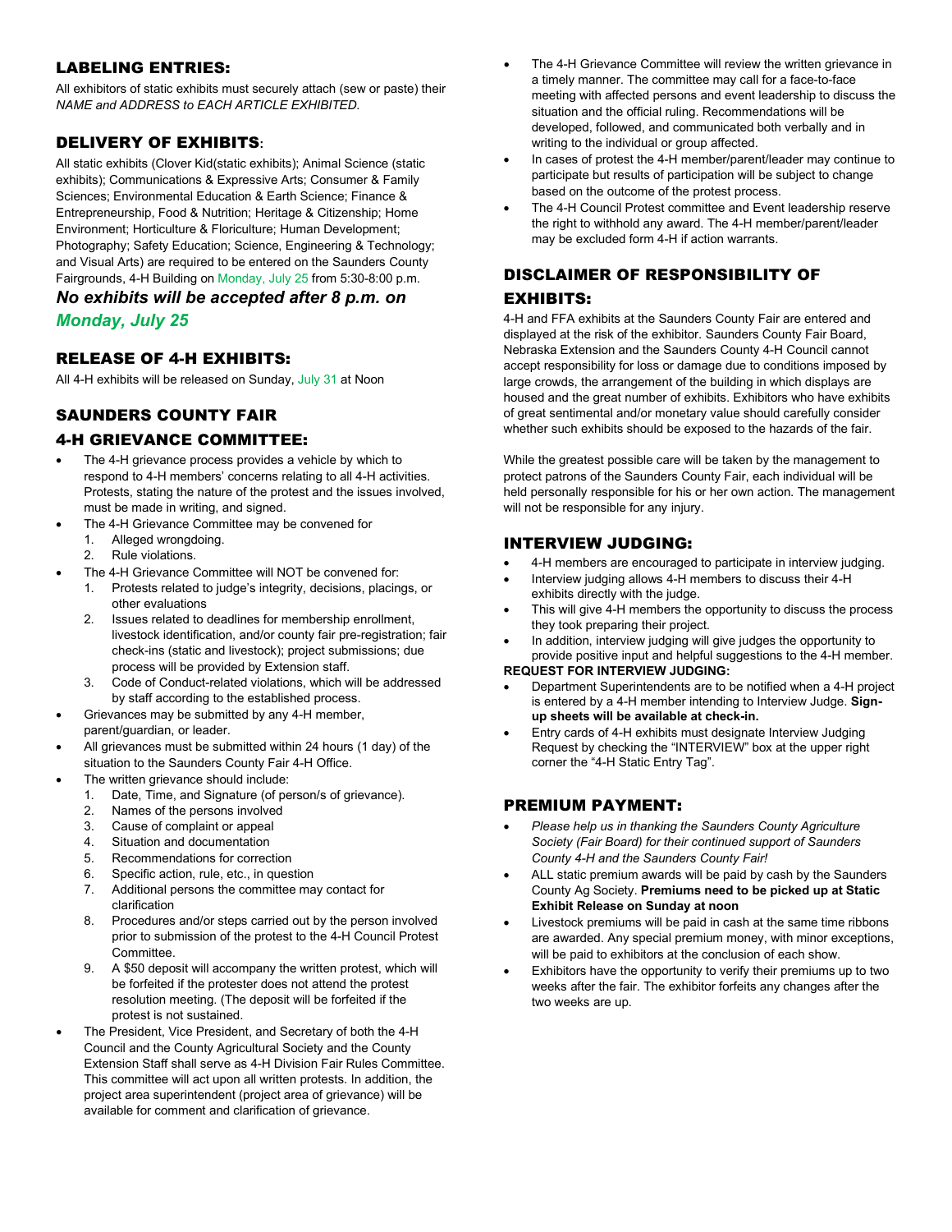## LABELING ENTRIES:

All exhibitors of static exhibits must securely attach (sew or paste) their *NAME and ADDRESS to EACH ARTICLE EXHIBITED.*

## DELIVERY OF EXHIBITS:

All static exhibits (Clover Kid(static exhibits); Animal Science (static exhibits); Communications & Expressive Arts; Consumer & Family Sciences; Environmental Education & Earth Science; Finance & Entrepreneurship, Food & Nutrition; Heritage & Citizenship; Home Environment; Horticulture & Floriculture; Human Development; Photography; Safety Education; Science, Engineering & Technology; and Visual Arts) are required to be entered on the Saunders County Fairgrounds, 4-H Building on Monday, July 25 from 5:30-8:00 p.m.

***No exhibits will be accepted after 8 p.m. on Monday, July 25***

## RELEASE OF 4-H EXHIBITS:

All 4-H exhibits will be released on Sunday, July 31 at Noon

## SAUNDERS COUNTY FAIR 4-H GRIEVANCE COMMITTEE:

- The 4-H grievance process provides a vehicle by which to respond to 4-H members' concerns relating to all 4-H activities. Protests, stating the nature of the protest and the issues involved, must be made in writing, and signed.
- The 4-H Grievance Committee may be convened for
  1. Alleged wrongdoing.
  2. Rule violations.
- The 4-H Grievance Committee will NOT be convened for:
  1. Protests related to judge's integrity, decisions, placings, or other evaluations
  2. Issues related to deadlines for membership enrollment, livestock identification, and/or county fair pre-registration; fair check-ins (static and livestock); project submissions; due process will be provided by Extension staff.
  3. Code of Conduct-related violations, which will be addressed by staff according to the established process.
- Grievances may be submitted by any 4-H member, parent/guardian, or leader.
- All grievances must be submitted within 24 hours (1 day) of the situation to the Saunders County Fair 4-H Office.
- The written grievance should include:
  1. Date, Time, and Signature (of person/s of grievance).
  2. Names of the persons involved
  3. Cause of complaint or appeal
  4. Situation and documentation
  5. Recommendations for correction
  6. Specific action, rule, etc., in question
  7. Additional persons the committee may contact for clarification
  8. Procedures and/or steps carried out by the person involved prior to submission of the protest to the 4-H Council Protest Committee.
  9. A $50 deposit will accompany the written protest, which will be forfeited if the protester does not attend the protest resolution meeting. (The deposit will be forfeited if the protest is not sustained.
- The President, Vice President, and Secretary of both the 4-H Council and the County Agricultural Society and the County Extension Staff shall serve as 4-H Division Fair Rules Committee. This committee will act upon all written protests. In addition, the project area superintendent (project area of grievance) will be available for comment and clarification of grievance.
- The 4-H Grievance Committee will review the written grievance in a timely manner. The committee may call for a face-to-face meeting with affected persons and event leadership to discuss the situation and the official ruling. Recommendations will be developed, followed, and communicated both verbally and in writing to the individual or group affected.
- In cases of protest the 4-H member/parent/leader may continue to participate but results of participation will be subject to change based on the outcome of the protest process.
- The 4-H Council Protest committee and Event leadership reserve the right to withhold any award. The 4-H member/parent/leader may be excluded form 4-H if action warrants.

## DISCLAIMER OF RESPONSIBILITY OF EXHIBITS:

4-H and FFA exhibits at the Saunders County Fair are entered and displayed at the risk of the exhibitor. Saunders County Fair Board, Nebraska Extension and the Saunders County 4-H Council cannot accept responsibility for loss or damage due to conditions imposed by large crowds, the arrangement of the building in which displays are housed and the great number of exhibits. Exhibitors who have exhibits of great sentimental and/or monetary value should carefully consider whether such exhibits should be exposed to the hazards of the fair.

While the greatest possible care will be taken by the management to protect patrons of the Saunders County Fair, each individual will be held personally responsible for his or her own action. The management will not be responsible for any injury.

## INTERVIEW JUDGING:

- 4-H members are encouraged to participate in interview judging.
- Interview judging allows 4-H members to discuss their 4-H exhibits directly with the judge.
- This will give 4-H members the opportunity to discuss the process they took preparing their project.
- In addition, interview judging will give judges the opportunity to provide positive input and helpful suggestions to the 4-H member.

**REQUEST FOR INTERVIEW JUDGING:**

- Department Superintendents are to be notified when a 4-H project is entered by a 4-H member intending to Interview Judge. **Sign-up sheets will be available at check-in.**
- Entry cards of 4-H exhibits must designate Interview Judging Request by checking the "INTERVIEW" box at the upper right corner the "4-H Static Entry Tag".

## PREMIUM PAYMENT:

- *Please help us in thanking the Saunders County Agriculture Society (Fair Board) for their continued support of Saunders County 4-H and the Saunders County Fair!*
- ALL static premium awards will be paid by cash by the Saunders County Ag Society. **Premiums need to be picked up at Static Exhibit Release on Sunday at noon**
- Livestock premiums will be paid in cash at the same time ribbons are awarded. Any special premium money, with minor exceptions, will be paid to exhibitors at the conclusion of each show.
- Exhibitors have the opportunity to verify their premiums up to two weeks after the fair. The exhibitor forfeits any changes after the two weeks are up.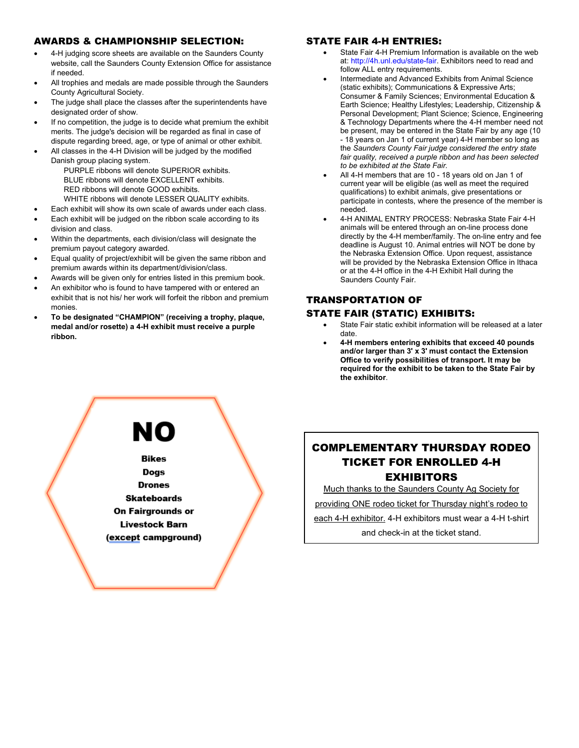## AWARDS & CHAMPIONSHIP SELECTION:

- 4-H judging score sheets are available on the Saunders County website, call the Saunders County Extension Office for assistance if needed.
- All trophies and medals are made possible through the Saunders County Agricultural Society.
- The judge shall place the classes after the superintendents have designated order of show.
- If no competition, the judge is to decide what premium the exhibit merits. The judge's decision will be regarded as final in case of dispute regarding breed, age, or type of animal or other exhibit.
- All classes in the 4-H Division will be judged by the modified Danish group placing system.
  - PURPLE ribbons will denote SUPERIOR exhibits.
  - BLUE ribbons will denote EXCELLENT exhibits.
  - RED ribbons will denote GOOD exhibits.
  - WHITE ribbons will denote LESSER QUALITY exhibits.
- Each exhibit will show its own scale of awards under each class.
- Each exhibit will be judged on the ribbon scale according to its division and class.
- Within the departments, each division/class will designate the premium payout category awarded.
- Equal quality of project/exhibit will be given the same ribbon and premium awards within its department/division/class.
- Awards will be given only for entries listed in this premium book.
- An exhibitor who is found to have tampered with or entered an exhibit that is not his/ her work will forfeit the ribbon and premium monies.
- **To be designated "CHAMPION" (receiving a trophy, plaque, medal and/or rosette) a 4-H exhibit must receive a purple ribbon.**

## STATE FAIR 4-H ENTRIES:

- State Fair 4-H Premium Information is available on the web at: http://4h.unl.edu/state-fair. Exhibitors need to read and follow ALL entry requirements.
- Intermediate and Advanced Exhibits from Animal Science (static exhibits); Communications & Expressive Arts; Consumer & Family Sciences; Environmental Education & Earth Science; Healthy Lifestyles; Leadership, Citizenship & Personal Development; Plant Science; Science, Engineering & Technology Departments where the 4-H member need not be present, may be entered in the State Fair by any age (10 - 18 years on Jan 1 of current year) 4-H member so long as the *Saunders County Fair judge considered the entry state fair quality, received a purple ribbon and has been selected to be exhibited at the State Fair.*
- All 4-H members that are 10 - 18 years old on Jan 1 of current year will be eligible (as well as meet the required qualifications) to exhibit animals, give presentations or participate in contests, where the presence of the member is needed.
- 4-H ANIMAL ENTRY PROCESS: Nebraska State Fair 4-H animals will be entered through an on-line process done directly by the 4-H member/family. The on-line entry and fee deadline is August 10. Animal entries will NOT be done by the Nebraska Extension Office. Upon request, assistance will be provided by the Nebraska Extension Office in Ithaca or at the 4-H office in the 4-H Exhibit Hall during the Saunders County Fair.

## TRANSPORTATION OF STATE FAIR (STATIC) EXHIBITS:

- State Fair static exhibit information will be released at a later date.
- **4-H members entering exhibits that exceed 40 pounds and/or larger than 3' x 3' must contact the Extension Office to verify possibilities of transport. It may be required for the exhibit to be taken to the State Fair by the exhibitor**.

# NO

**Bikes**
**Dogs**
**Drones**
**Skateboards**
**On Fairgrounds or Livestock Barn (except campground)**

## COMPLEMENTARY THURSDAY RODEO TICKET FOR ENROLLED 4-H EXHIBITORS

Much thanks to the Saunders County Ag Society for providing ONE rodeo ticket for Thursday night's rodeo to each 4-H exhibitor. 4-H exhibitors must wear a 4-H t-shirt and check-in at the ticket stand.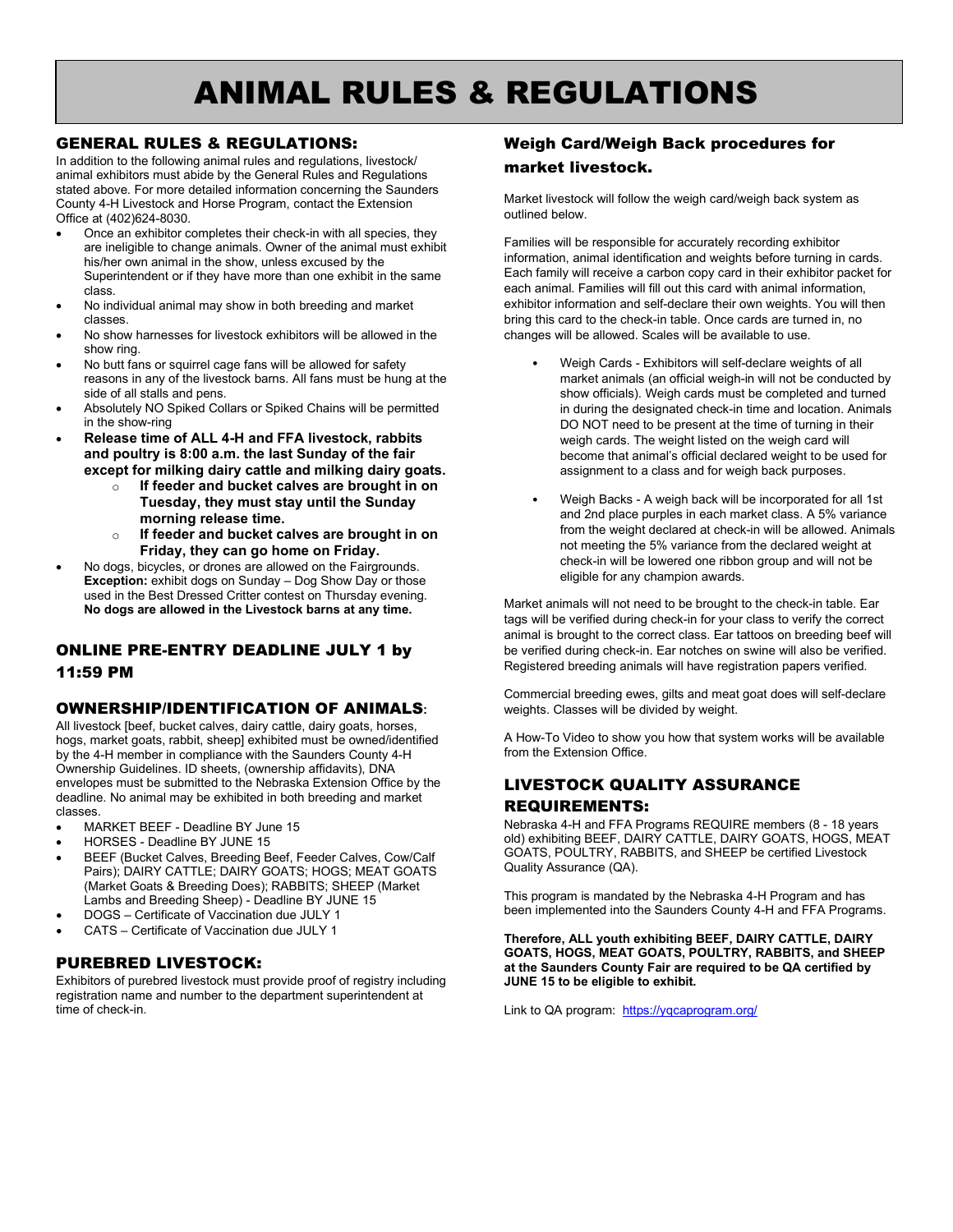# ANIMAL RULES & REGULATIONS

## GENERAL RULES & REGULATIONS:

In addition to the following animal rules and regulations, livestock/animal exhibitors must abide by the General Rules and Regulations stated above. For more detailed information concerning the Saunders County 4-H Livestock and Horse Program, contact the Extension Office at (402)624-8030.

- Once an exhibitor completes their check-in with all species, they are ineligible to change animals. Owner of the animal must exhibit his/her own animal in the show, unless excused by the Superintendent or if they have more than one exhibit in the same class.
- No individual animal may show in both breeding and market classes.
- No show harnesses for livestock exhibitors will be allowed in the show ring.
- No butt fans or squirrel cage fans will be allowed for safety reasons in any of the livestock barns. All fans must be hung at the side of all stalls and pens.
- Absolutely NO Spiked Collars or Spiked Chains will be permitted in the show-ring
- **Release time of ALL 4-H and FFA livestock, rabbits and poultry is 8:00 a.m. the last Sunday of the fair except for milking dairy cattle and milking dairy goats.**
  - **If feeder and bucket calves are brought in on Tuesday, they must stay until the Sunday morning release time.**
  - **If feeder and bucket calves are brought in on Friday, they can go home on Friday.**
- No dogs, bicycles, or drones are allowed on the Fairgrounds. **Exception:** exhibit dogs on Sunday – Dog Show Day or those used in the Best Dressed Critter contest on Thursday evening. **No dogs are allowed in the Livestock barns at any time.**

## ONLINE PRE-ENTRY DEADLINE JULY 1 by 11:59 PM

## OWNERSHIP/IDENTIFICATION OF ANIMALS:

All livestock [beef, bucket calves, dairy cattle, dairy goats, horses, hogs, market goats, rabbit, sheep] exhibited must be owned/identified by the 4-H member in compliance with the Saunders County 4-H Ownership Guidelines. ID sheets, (ownership affidavits), DNA envelopes must be submitted to the Nebraska Extension Office by the deadline. No animal may be exhibited in both breeding and market classes.

- MARKET BEEF - Deadline BY June 15
- HORSES - Deadline BY JUNE 15
- BEEF (Bucket Calves, Breeding Beef, Feeder Calves, Cow/Calf Pairs); DAIRY CATTLE; DAIRY GOATS; HOGS; MEAT GOATS (Market Goats & Breeding Does); RABBITS; SHEEP (Market Lambs and Breeding Sheep) - Deadline BY JUNE 15
- DOGS – Certificate of Vaccination due JULY 1
- CATS – Certificate of Vaccination due JULY 1

## PUREBRED LIVESTOCK:

Exhibitors of purebred livestock must provide proof of registry including registration name and number to the department superintendent at time of check-in.

## Weigh Card/Weigh Back procedures for market livestock.

Market livestock will follow the weigh card/weigh back system as outlined below.

Families will be responsible for accurately recording exhibitor information, animal identification and weights before turning in cards. Each family will receive a carbon copy card in their exhibitor packet for each animal. Families will fill out this card with animal information, exhibitor information and self-declare their own weights. You will then bring this card to the check-in table. Once cards are turned in, no changes will be allowed. Scales will be available to use.

- Weigh Cards - Exhibitors will self-declare weights of all market animals (an official weigh-in will not be conducted by show officials). Weigh cards must be completed and turned in during the designated check-in time and location. Animals DO NOT need to be present at the time of turning in their weigh cards. The weight listed on the weigh card will become that animal's official declared weight to be used for assignment to a class and for weigh back purposes.
- Weigh Backs - A weigh back will be incorporated for all 1st and 2nd place purples in each market class. A 5% variance from the weight declared at check-in will be allowed. Animals not meeting the 5% variance from the declared weight at check-in will be lowered one ribbon group and will not be eligible for any champion awards.

Market animals will not need to be brought to the check-in table. Ear tags will be verified during check-in for your class to verify the correct animal is brought to the correct class. Ear tattoos on breeding beef will be verified during check-in. Ear notches on swine will also be verified. Registered breeding animals will have registration papers verified.

Commercial breeding ewes, gilts and meat goat does will self-declare weights. Classes will be divided by weight.

A How-To Video to show you how that system works will be available from the Extension Office.

## LIVESTOCK QUALITY ASSURANCE REQUIREMENTS:

Nebraska 4-H and FFA Programs REQUIRE members (8 - 18 years old) exhibiting BEEF, DAIRY CATTLE, DAIRY GOATS, HOGS, MEAT GOATS, POULTRY, RABBITS, and SHEEP be certified Livestock Quality Assurance (QA).

This program is mandated by the Nebraska 4-H Program and has been implemented into the Saunders County 4-H and FFA Programs.

**Therefore, ALL youth exhibiting BEEF, DAIRY CATTLE, DAIRY GOATS, HOGS, MEAT GOATS, POULTRY, RABBITS, and SHEEP at the Saunders County Fair are required to be QA certified by JUNE 15 to be eligible to exhibit.**

Link to QA program: https://yqcaprogram.org/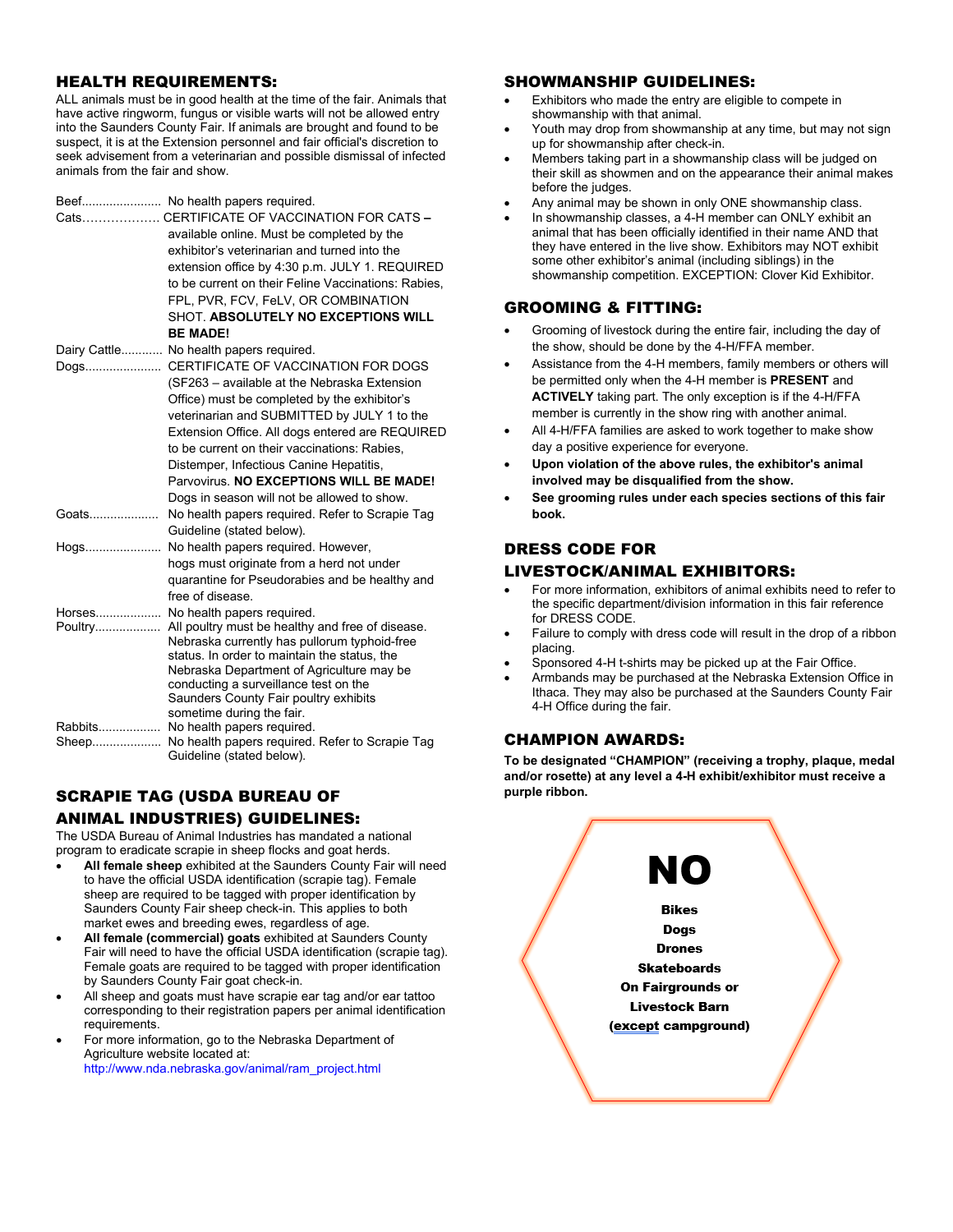## HEALTH REQUIREMENTS:

ALL animals must be in good health at the time of the fair. Animals that have active ringworm, fungus or visible warts will not be allowed entry into the Saunders County Fair. If animals are brought and found to be suspect, it is at the Extension personnel and fair official's discretion to seek advisement from a veterinarian and possible dismissal of infected animals from the fair and show.

Beef....................... No health papers required.

Cats……………… CERTIFICATE OF VACCINATION FOR CATS – available online. Must be completed by the exhibitor's veterinarian and turned into the extension office by 4:30 p.m. JULY 1. REQUIRED to be current on their Feline Vaccinations: Rabies, FPL, PVR, FCV, FeLV, OR COMBINATION SHOT. **ABSOLUTELY NO EXCEPTIONS WILL BE MADE!**

Dairy Cattle............ No health papers required.

Dogs...................... CERTIFICATE OF VACCINATION FOR DOGS (SF263 – available at the Nebraska Extension Office) must be completed by the exhibitor's veterinarian and SUBMITTED by JULY 1 to the Extension Office. All dogs entered are REQUIRED to be current on their vaccinations: Rabies, Distemper, Infectious Canine Hepatitis, Parvovirus. **NO EXCEPTIONS WILL BE MADE!** Dogs in season will not be allowed to show.

Goats.................... No health papers required. Refer to Scrapie Tag Guideline (stated below).

Hogs...................... No health papers required. However, hogs must originate from a herd not under quarantine for Pseudorabies and be healthy and free of disease.

Horses................... No health papers required.

Poultry................... All poultry must be healthy and free of disease. Nebraska currently has pullorum typhoid-free status. In order to maintain the status, the Nebraska Department of Agriculture may be conducting a surveillance test on the Saunders County Fair poultry exhibits sometime during the fair.

Rabbits.................. No health papers required.

Sheep.................... No health papers required. Refer to Scrapie Tag Guideline (stated below).

## SCRAPIE TAG (USDA BUREAU OF ANIMAL INDUSTRIES) GUIDELINES:

The USDA Bureau of Animal Industries has mandated a national program to eradicate scrapie in sheep flocks and goat herds.

- **All female sheep** exhibited at the Saunders County Fair will need to have the official USDA identification (scrapie tag). Female sheep are required to be tagged with proper identification by Saunders County Fair sheep check-in. This applies to both market ewes and breeding ewes, regardless of age.
- **All female (commercial) goats** exhibited at Saunders County Fair will need to have the official USDA identification (scrapie tag). Female goats are required to be tagged with proper identification by Saunders County Fair goat check-in.
- All sheep and goats must have scrapie ear tag and/or ear tattoo corresponding to their registration papers per animal identification requirements.
- For more information, go to the Nebraska Department of Agriculture website located at: http://www.nda.nebraska.gov/animal/ram_project.html

## SHOWMANSHIP GUIDELINES:

- Exhibitors who made the entry are eligible to compete in showmanship with that animal.
- Youth may drop from showmanship at any time, but may not sign up for showmanship after check-in.
- Members taking part in a showmanship class will be judged on their skill as showmen and on the appearance their animal makes before the judges.
- Any animal may be shown in only ONE showmanship class.
- In showmanship classes, a 4-H member can ONLY exhibit an animal that has been officially identified in their name AND that they have entered in the live show. Exhibitors may NOT exhibit some other exhibitor's animal (including siblings) in the showmanship competition. EXCEPTION: Clover Kid Exhibitor.

## GROOMING & FITTING:

- Grooming of livestock during the entire fair, including the day of the show, should be done by the 4-H/FFA member.
- Assistance from the 4-H members, family members or others will be permitted only when the 4-H member is **PRESENT** and **ACTIVELY** taking part. The only exception is if the 4-H/FFA member is currently in the show ring with another animal.
- All 4-H/FFA families are asked to work together to make show day a positive experience for everyone.
- **Upon violation of the above rules, the exhibitor's animal involved may be disqualified from the show.**
- **See grooming rules under each species sections of this fair book.**

## DRESS CODE FOR LIVESTOCK/ANIMAL EXHIBITORS:

- For more information, exhibitors of animal exhibits need to refer to the specific department/division information in this fair reference for DRESS CODE.
- Failure to comply with dress code will result in the drop of a ribbon placing.
- Sponsored 4-H t-shirts may be picked up at the Fair Office.
- Armbands may be purchased at the Nebraska Extension Office in Ithaca. They may also be purchased at the Saunders County Fair 4-H Office during the fair.

## CHAMPION AWARDS:

**To be designated "CHAMPION" (receiving a trophy, plaque, medal and/or rosette) at any level a 4-H exhibit/exhibitor must receive a purple ribbon.**

# NO

**Bikes**
**Dogs**
**Drones**
**Skateboards**
**On Fairgrounds or Livestock Barn**
**(except campground)**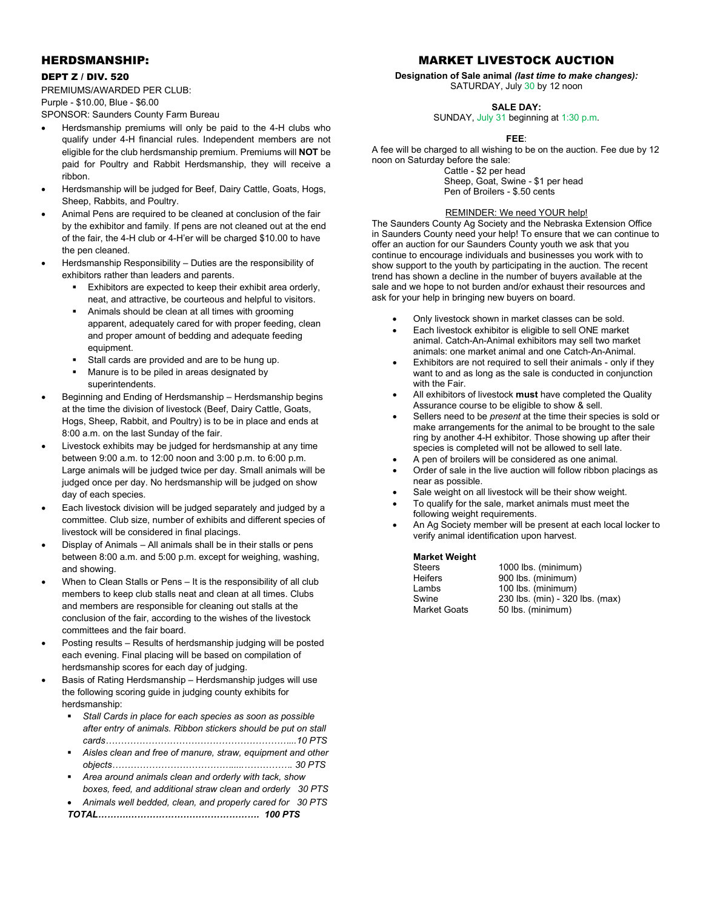## HERDSMANSHIP:

### DEPT Z / DIV. 520

PREMIUMS/AWARDED PER CLUB:
Purple - $10.00, Blue - $6.00
SPONSOR: Saunders County Farm Bureau

- Herdsmanship premiums will only be paid to the 4-H clubs who qualify under 4-H financial rules. Independent members are not eligible for the club herdsmanship premium. Premiums will **NOT** be paid for Poultry and Rabbit Herdsmanship, they will receive a ribbon.
- Herdsmanship will be judged for Beef, Dairy Cattle, Goats, Hogs, Sheep, Rabbits, and Poultry.
- Animal Pens are required to be cleaned at conclusion of the fair by the exhibitor and family. If pens are not cleaned out at the end of the fair, the 4-H club or 4-H'er will be charged $10.00 to have the pen cleaned.
- Herdsmanship Responsibility – Duties are the responsibility of exhibitors rather than leaders and parents.
  - Exhibitors are expected to keep their exhibit area orderly, neat, and attractive, be courteous and helpful to visitors.
  - Animals should be clean at all times with grooming apparent, adequately cared for with proper feeding, clean and proper amount of bedding and adequate feeding equipment.
  - Stall cards are provided and are to be hung up.
  - Manure is to be piled in areas designated by superintendents.
- Beginning and Ending of Herdsmanship – Herdsmanship begins at the time the division of livestock (Beef, Dairy Cattle, Goats, Hogs, Sheep, Rabbit, and Poultry) is to be in place and ends at 8:00 a.m. on the last Sunday of the fair.
- Livestock exhibits may be judged for herdsmanship at any time between 9:00 a.m. to 12:00 noon and 3:00 p.m. to 6:00 p.m. Large animals will be judged twice per day. Small animals will be judged once per day. No herdsmanship will be judged on show day of each species.
- Each livestock division will be judged separately and judged by a committee. Club size, number of exhibits and different species of livestock will be considered in final placings.
- Display of Animals – All animals shall be in their stalls or pens between 8:00 a.m. and 5:00 p.m. except for weighing, washing, and showing.
- When to Clean Stalls or Pens – It is the responsibility of all club members to keep club stalls neat and clean at all times. Clubs and members are responsible for cleaning out stalls at the conclusion of the fair, according to the wishes of the livestock committees and the fair board.
- Posting results – Results of herdsmanship judging will be posted each evening. Final placing will be based on compilation of herdsmanship scores for each day of judging.
- Basis of Rating Herdsmanship – Herdsmanship judges will use the following scoring guide in judging county exhibits for herdsmanship:
  - *Stall Cards in place for each species as soon as possible after entry of animals. Ribbon stickers should be put on stall cards……………………………………………………...10 PTS*
  - *Aisles clean and free of manure, straw, equipment and other objects………………………………......…………….. 30 PTS*
  - *Area around animals clean and orderly with tack, show boxes, feed, and additional straw clean and orderly 30 PTS*
  - *Animals well bedded, clean, and properly cared for 30 PTS*

***TOTAL……………………………………………… 100 PTS***

## MARKET LIVESTOCK AUCTION

**Designation of Sale animal *(last time to make changes):***
SATURDAY, July 30 by 12 noon

**SALE DAY:**
SUNDAY, July 31 beginning at 1:30 p.m.

**FEE**:
A fee will be charged to all wishing to be on the auction. Fee due by 12 noon on Saturday before the sale:
Cattle - $2 per head
Sheep, Goat, Swine - $1 per head
Pen of Broilers - $.50 cents

REMINDER: We need YOUR help!
The Saunders County Ag Society and the Nebraska Extension Office in Saunders County need your help! To ensure that we can continue to offer an auction for our Saunders County youth we ask that you continue to encourage individuals and businesses you work with to show support to the youth by participating in the auction. The recent trend has shown a decline in the number of buyers available at the sale and we hope to not burden and/or exhaust their resources and ask for your help in bringing new buyers on board.

- Only livestock shown in market classes can be sold.
- Each livestock exhibitor is eligible to sell ONE market animal. Catch-An-Animal exhibitors may sell two market animals: one market animal and one Catch-An-Animal.
- Exhibitors are not required to sell their animals - only if they want to and as long as the sale is conducted in conjunction with the Fair.
- All exhibitors of livestock **must** have completed the Quality Assurance course to be eligible to show & sell.
- Sellers need to be *present* at the time their species is sold or make arrangements for the animal to be brought to the sale ring by another 4-H exhibitor. Those showing up after their species is completed will not be allowed to sell late.
- A pen of broilers will be considered as one animal.
- Order of sale in the live auction will follow ribbon placings as near as possible.
- Sale weight on all livestock will be their show weight.
- To qualify for the sale, market animals must meet the following weight requirements.
- An Ag Society member will be present at each local locker to verify animal identification upon harvest.

| **Market Weight** | |
|---|---|
| Steers | 1000 lbs. (minimum) |
| Heifers | 900 lbs. (minimum) |
| Lambs | 100 lbs. (minimum) |
| Swine | 230 lbs. (min) - 320 lbs. (max) |
| Market Goats | 50 lbs. (minimum) |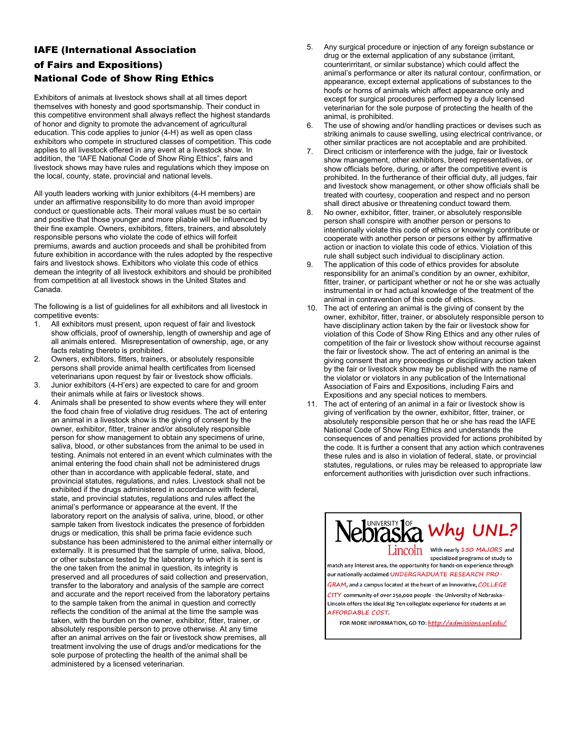## IAFE (International Association of Fairs and Expositions) National Code of Show Ring Ethics

Exhibitors of animals at livestock shows shall at all times deport themselves with honesty and good sportsmanship. Their conduct in this competitive environment shall always reflect the highest standards of honor and dignity to promote the advancement of agricultural education. This code applies to junior (4-H) as well as open class exhibitors who compete in structured classes of competition. This code applies to all livestock offered in any event at a livestock show. In addition, the "IAFE National Code of Show Ring Ethics", fairs and livestock shows may have rules and regulations which they impose on the local, county, state, provincial and national levels.

All youth leaders working with junior exhibitors (4-H members) are under an affirmative responsibility to do more than avoid improper conduct or questionable acts. Their moral values must be so certain and positive that those younger and more pliable will be influenced by their fine example. Owners, exhibitors, fitters, trainers, and absolutely responsible persons who violate the code of ethics will forfeit premiums, awards and auction proceeds and shall be prohibited from future exhibition in accordance with the rules adopted by the respective fairs and livestock shows. Exhibitors who violate this code of ethics demean the integrity of all livestock exhibitors and should be prohibited from competition at all livestock shows in the United States and Canada.

The following is a list of guidelines for all exhibitors and all livestock in competitive events:

1. All exhibitors must present, upon request of fair and livestock show officials, proof of ownership, length of ownership and age of all animals entered. Misrepresentation of ownership, age, or any facts relating thereto is prohibited.
2. Owners, exhibitors, fitters, trainers, or absolutely responsible persons shall provide animal health certificates from licensed veterinarians upon request by fair or livestock show officials.
3. Junior exhibitors (4-H'ers) are expected to care for and groom their animals while at fairs or livestock shows.
4. Animals shall be presented to show events where they will enter the food chain free of violative drug residues. The act of entering an animal in a livestock show is the giving of consent by the owner, exhibitor, fitter, trainer and/or absolutely responsible person for show management to obtain any specimens of urine, saliva, blood, or other substances from the animal to be used in testing. Animals not entered in an event which culminates with the animal entering the food chain shall not be administered drugs other than in accordance with applicable federal, state, and provincial statutes, regulations, and rules. Livestock shall not be exhibited if the drugs administered in accordance with federal, state, and provincial statutes, regulations and rules affect the animal's performance or appearance at the event. If the laboratory report on the analysis of saliva, urine, blood, or other sample taken from livestock indicates the presence of forbidden drugs or medication, this shall be prima facie evidence such substance has been administered to the animal either internally or externally. It is presumed that the sample of urine, saliva, blood, or other substance tested by the laboratory to which it is sent is the one taken from the animal in question, its integrity is preserved and all procedures of said collection and preservation, transfer to the laboratory and analysis of the sample are correct and accurate and the report received from the laboratory pertains to the sample taken from the animal in question and correctly reflects the condition of the animal at the time the sample was taken, with the burden on the owner, exhibitor, fitter, trainer, or absolutely responsible person to prove otherwise. At any time after an animal arrives on the fair or livestock show premises, all treatment involving the use of drugs and/or medications for the sole purpose of protecting the health of the animal shall be administered by a licensed veterinarian.
5. Any surgical procedure or injection of any foreign substance or drug or the external application of any substance (irritant, counterirritant, or similar substance) which could affect the animal's performance or alter its natural contour, confirmation, or appearance, except external applications of substances to the hoofs or horns of animals which affect appearance only and except for surgical procedures performed by a duly licensed veterinarian for the sole purpose of protecting the health of the animal, is prohibited.
6. The use of showing and/or handling practices or devises such as striking animals to cause swelling, using electrical contrivance, or other similar practices are not acceptable and are prohibited.
7. Direct criticism or interference with the judge, fair or livestock show management, other exhibitors, breed representatives, or show officials before, during, or after the competitive event is prohibited. In the furtherance of their official duty, all judges, fair and livestock show management, or other show officials shall be treated with courtesy, cooperation and respect and no person shall direct abusive or threatening conduct toward them.
8. No owner, exhibitor, fitter, trainer, or absolutely responsible person shall conspire with another person or persons to intentionally violate this code of ethics or knowingly contribute or cooperate with another person or persons either by affirmative action or inaction to violate this code of ethics. Violation of this rule shall subject such individual to disciplinary action.
9. The application of this code of ethics provides for absolute responsibility for an animal's condition by an owner, exhibitor, fitter, trainer, or participant whether or not he or she was actually instrumental in or had actual knowledge of the treatment of the animal in contravention of this code of ethics.
10. The act of entering an animal is the giving of consent by the owner, exhibitor, fitter, trainer, or absolutely responsible person to have disciplinary action taken by the fair or livestock show for violation of this Code of Show Ring Ethics and any other rules of competition of the fair or livestock show without recourse against the fair or livestock show. The act of entering an animal is the giving consent that any proceedings or disciplinary action taken by the fair or livestock show may be published with the name of the violator or violators in any publication of the International Association of Fairs and Expositions, including Fairs and Expositions and any special notices to members.
11. The act of entering of an animal in a fair or livestock show is giving of verification by the owner, exhibitor, fitter, trainer, or absolutely responsible person that he or she has read the IAFE National Code of Show Ring Ethics and understands the consequences of and penalties provided for actions prohibited by the code. It is further a consent that any action which contravenes these rules and is also in violation of federal, state, or provincial statutes, regulations, or rules may be released to appropriate law enforcement authorities with jurisdiction over such infractions.

---

**University of Nebraska Lincoln — Why UNL?**

With nearly 150 MAJORS and specialized programs of study to match any interest area, the opportunity for hands-on experience through our nationally-acclaimed UNDERGRADUATE RESEARCH PROGRAM, and a campus located at the heart of an innovative, COLLEGE CITY community of over 250,000 people - the University of Nebraska–Lincoln offers the ideal Big Ten collegiate experience for students at an AFFORDABLE COST.

FOR MORE INFORMATION, GO TO: http://admissions.unl.edu/